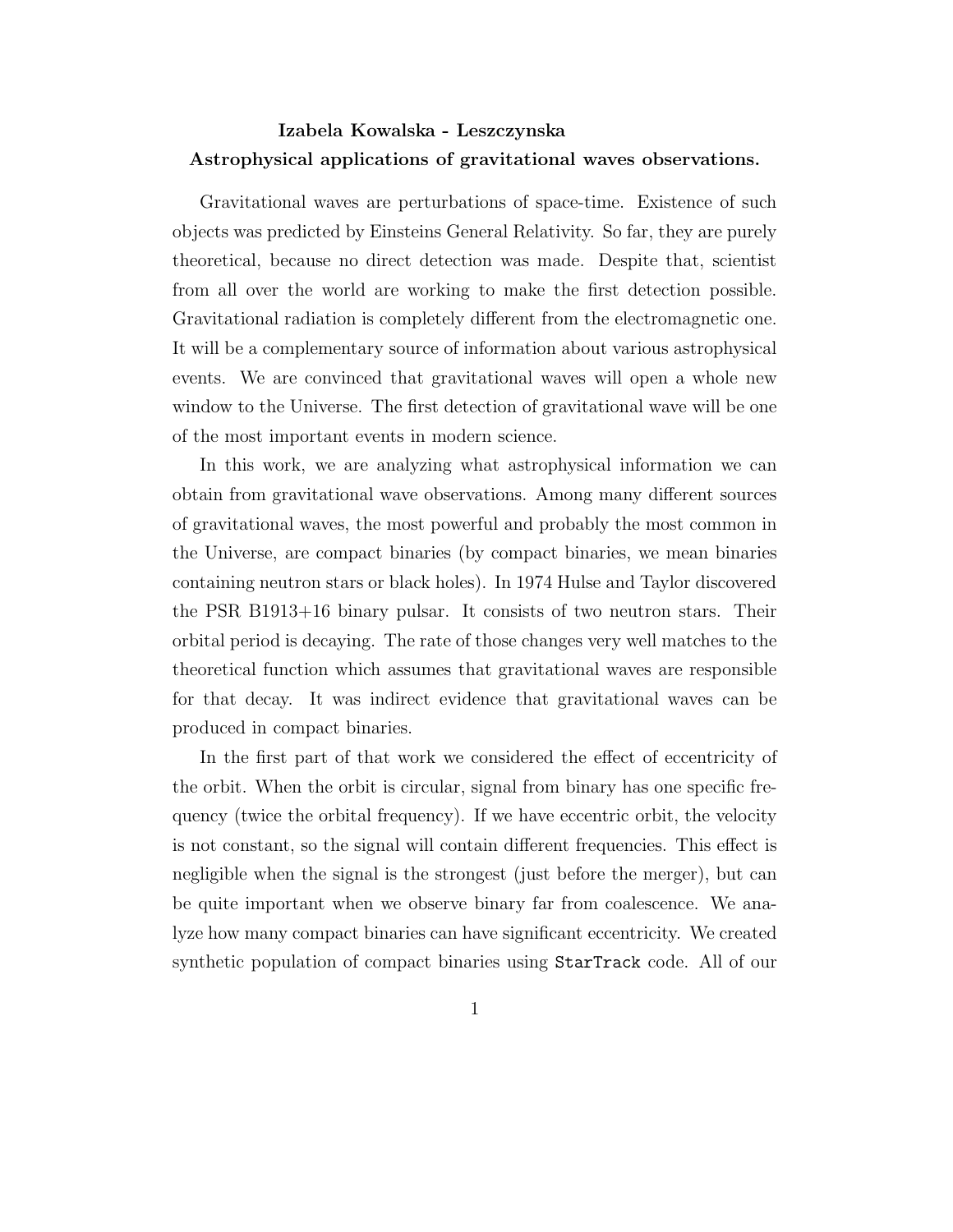**Izabela Kowalska - Leszczynska**

**Astrophysical applications of gravitational waves observations.**

Gravitational waves are perturbations of space-time. Existence of such objects was predicted by Einsteins General Relativity. So far, they are purely theoretical, because no direct detection was made. Despite that, scientist from all over the world are working to make the first detection possible. Gravitational radiation is completely different from the electromagnetic one. It will be a complementary source of information about various astrophysical events. We are convinced that gravitational waves will open a whole new window to the Universe. The first detection of gravitational wave will be one of the most important events in modern science.

In this work, we are analyzing what astrophysical information we can obtain from gravitational wave observations. Among many different sources of gravitational waves, the most powerful and probably the most common in the Universe, are compact binaries (by compact binaries, we mean binaries containing neutron stars or black holes). In 1974 Hulse and Taylor discovered the PSR B1913+16 binary pulsar. It consists of two neutron stars. Their orbital period is decaying. The rate of those changes very well matches to the theoretical function which assumes that gravitational waves are responsible for that decay. It was indirect evidence that gravitational waves can be produced in compact binaries.

In the first part of that work we considered the effect of eccentricity of the orbit. When the orbit is circular, signal from binary has one specific frequency (twice the orbital frequency). If we have eccentric orbit, the velocity is not constant, so the signal will contain different frequencies. This effect is negligible when the signal is the strongest (just before the merger), but can be quite important when we observe binary far from coalescence. We analyze how many compact binaries can have significant eccentricity. We created synthetic population of compact binaries using `StarTrack` code. All of our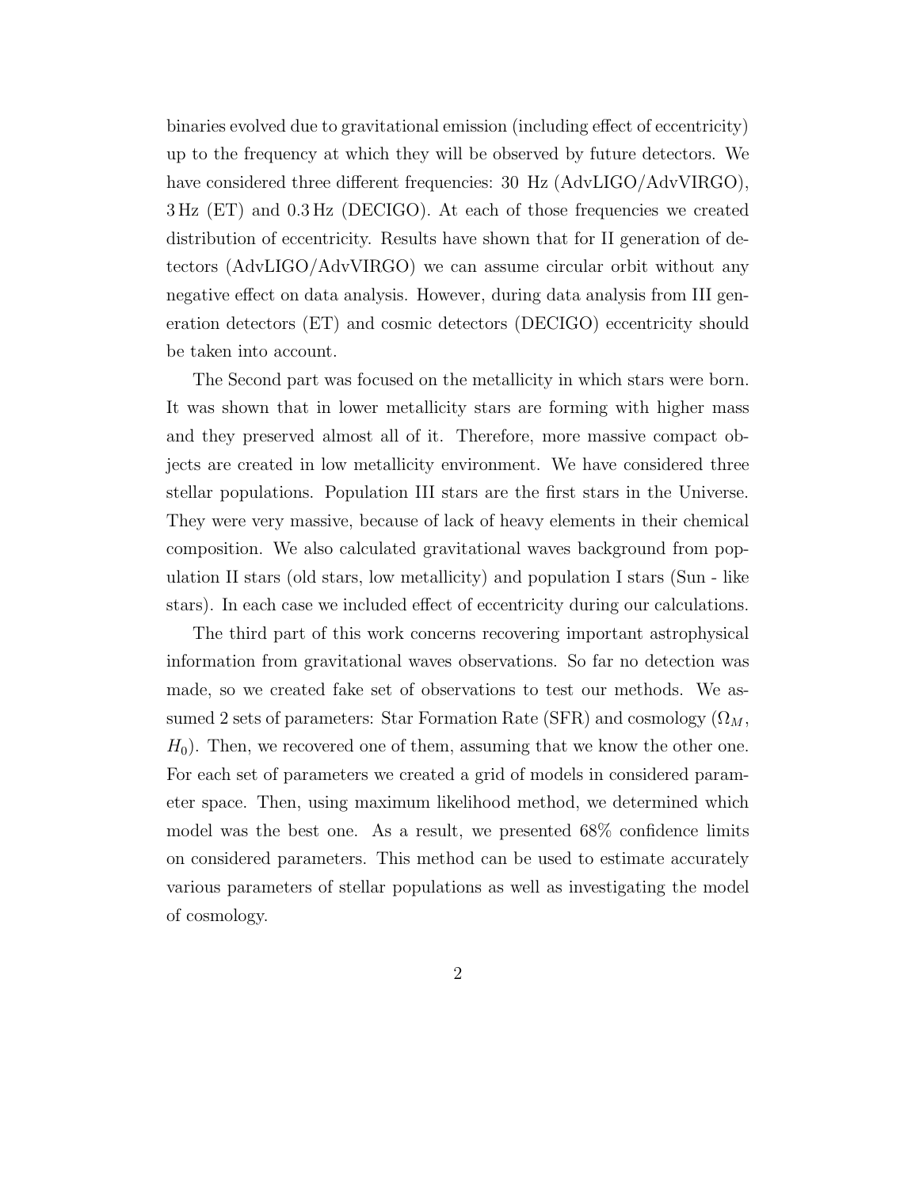binaries evolved due to gravitational emission (including effect of eccentricity) up to the frequency at which they will be observed by future detectors. We have considered three different frequencies: 30 Hz (AdvLIGO/AdvVIRGO), 3 Hz (ET) and 0.3 Hz (DECIGO). At each of those frequencies we created distribution of eccentricity. Results have shown that for II generation of detectors (AdvLIGO/AdvVIRGO) we can assume circular orbit without any negative effect on data analysis. However, during data analysis from III generation detectors (ET) and cosmic detectors (DECIGO) eccentricity should be taken into account.

The Second part was focused on the metallicity in which stars were born. It was shown that in lower metallicity stars are forming with higher mass and they preserved almost all of it. Therefore, more massive compact objects are created in low metallicity environment. We have considered three stellar populations. Population III stars are the first stars in the Universe. They were very massive, because of lack of heavy elements in their chemical composition. We also calculated gravitational waves background from population II stars (old stars, low metallicity) and population I stars (Sun - like stars). In each case we included effect of eccentricity during our calculations.

The third part of this work concerns recovering important astrophysical information from gravitational waves observations. So far no detection was made, so we created fake set of observations to test our methods. We assumed 2 sets of parameters: Star Formation Rate (SFR) and cosmology ($\Omega_M$, $H_0$). Then, we recovered one of them, assuming that we know the other one. For each set of parameters we created a grid of models in considered parameter space. Then, using maximum likelihood method, we determined which model was the best one. As a result, we presented 68% confidence limits on considered parameters. This method can be used to estimate accurately various parameters of stellar populations as well as investigating the model of cosmology.